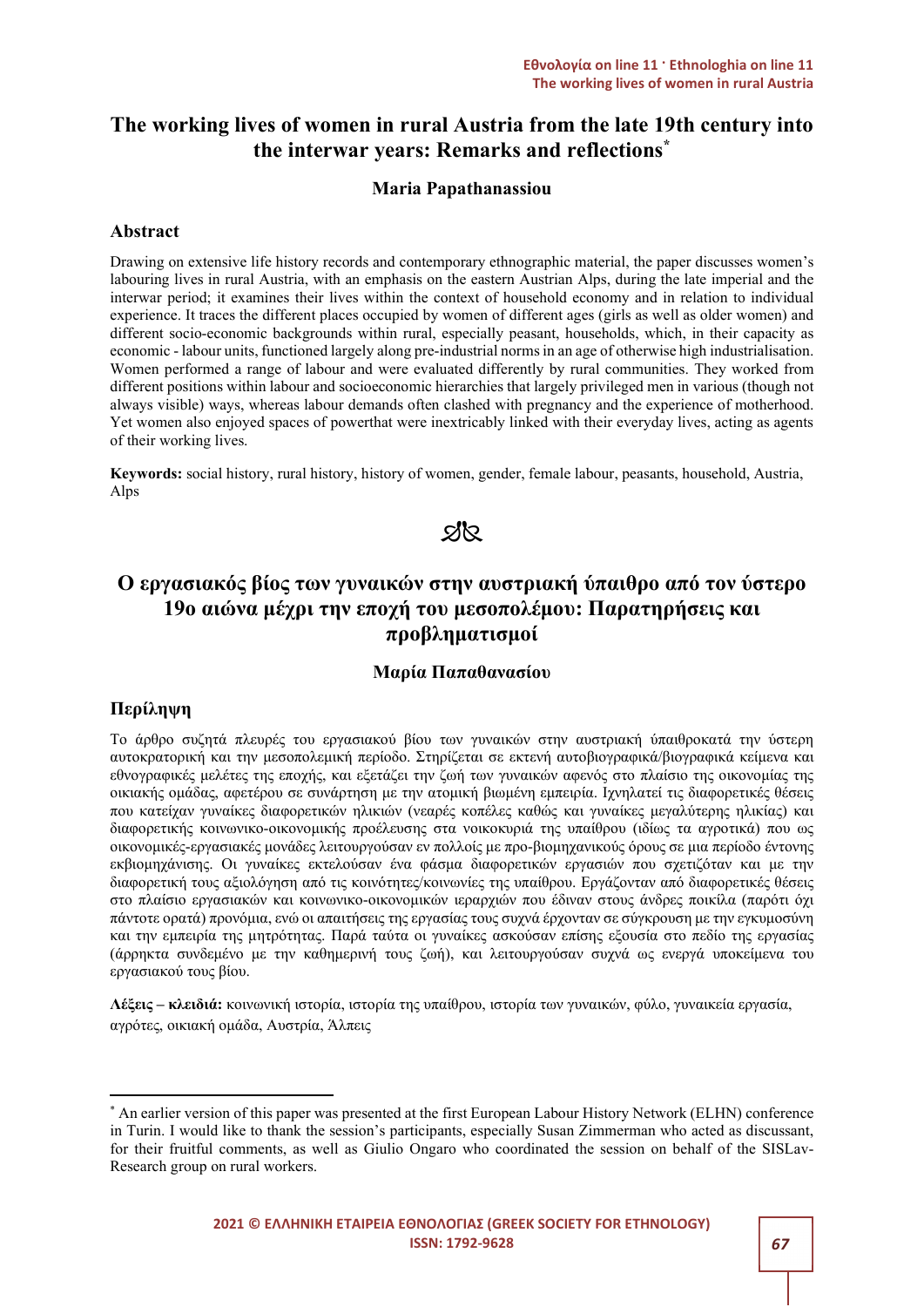# The working lives of women in rural Austria from the late 19th century into the interwar years: Remarks and reflections*

**Maria Papathanassiou**

## Abstract

Drawing on extensive life history records and contemporary ethnographic material, the paper discusses women's labouring lives in rural Austria, with an emphasis on the eastern Austrian Alps, during the late imperial and the interwar period; it examines their lives within the context of household economy and in relation to individual experience. It traces the different places occupied by women of different ages (girls as well as older women) and different socio-economic backgrounds within rural, especially peasant, households, which, in their capacity as economic - labour units, functioned largely along pre-industrial norms in an age of otherwise high industrialisation. Women performed a range of labour and were evaluated differently by rural communities. They worked from different positions within labour and socioeconomic hierarchies that largely privileged men in various (though not always visible) ways, whereas labour demands often clashed with pregnancy and the experience of motherhood. Yet women also enjoyed spaces of powerthat were inextricably linked with their everyday lives, acting as agents of their working lives.

**Keywords:** social history, rural history, history of women, gender, female labour, peasants, household, Austria, Alps

# Ο εργασιακός βίος των γυναικών στην αυστριακή ύπαιθρο από τον ύστερο 19ο αιώνα μέχρι την εποχή του μεσοπολέμου: Παρατηρήσεις και προβληματισμοί

**Μαρία Παπαθανασίου**

## Περίληψη

Το άρθρο συζητά πλευρές του εργασιακού βίου των γυναικών στην αυστριακή ύπαιθροκατά την ύστερη αυτοκρατορική και την μεσοπολεμική περίοδο. Στηρίζεται σε εκτενή αυτοβιογραφικά/βιογραφικά κείμενα και εθνογραφικές μελέτες της εποχής, και εξετάζει την ζωή των γυναικών αφενός στο πλαίσιο της οικονομίας της οικιακής ομάδας, αφετέρου σε συνάρτηση με την ατομική βιωμένη εμπειρία. Ιχνηλατεί τις διαφορετικές θέσεις που κατείχαν γυναίκες διαφορετικών ηλικιών (νεαρές κοπέλες καθώς και γυναίκες μεγαλύτερης ηλικίας) και διαφορετικής κοινωνικο-οικονομικής προέλευσης στα νοικοκυριά της υπαίθρου (ιδίως τα αγροτικά) που ως οικονομικές-εργασιακές μονάδες λειτουργούσαν εν πολλοίς με προ-βιομηχανικούς όρους σε μια περίοδο έντονης εκβιομηχάνισης. Οι γυναίκες εκτελούσαν ένα φάσμα διαφορετικών εργασιών που σχετιζόταν και με την διαφορετική τους αξιολόγηση από τις κοινότητες/κοινωνίες της υπαίθρου. Εργάζονταν από διαφορετικές θέσεις στο πλαίσιο εργασιακών και κοινωνικο-οικονομικών ιεραρχιών που έδιναν στους άνδρες ποικίλα (παρότι όχι πάντοτε ορατά) προνόμια, ενώ οι απαιτήσεις της εργασίας τους συχνά έρχονταν σε σύγκρουση με την εγκυμοσύνη και την εμπειρία της μητρότητας. Παρά ταύτα οι γυναίκες ασκούσαν επίσης εξουσία στο πεδίο της εργασίας (άρρηκτα συνδεμένο με την καθημερινή τους ζωή), και λειτουργούσαν συχνά ως ενεργά υποκείμενα του εργασιακού τους βίου.

**Λέξεις – κλειδιά:** κοινωνική ιστορία, ιστορία της υπαίθρου, ιστορία των γυναικών, φύλο, γυναικεία εργασία, αγρότες, οικιακή ομάδα, Αυστρία, Άλπεις

---

\* An earlier version of this paper was presented at the first European Labour History Network (ELHN) conference in Turin. I would like to thank the session's participants, especially Susan Zimmerman who acted as discussant, for their fruitful comments, as well as Giulio Ongaro who coordinated the session on behalf of the SISLav-Research group on rural workers.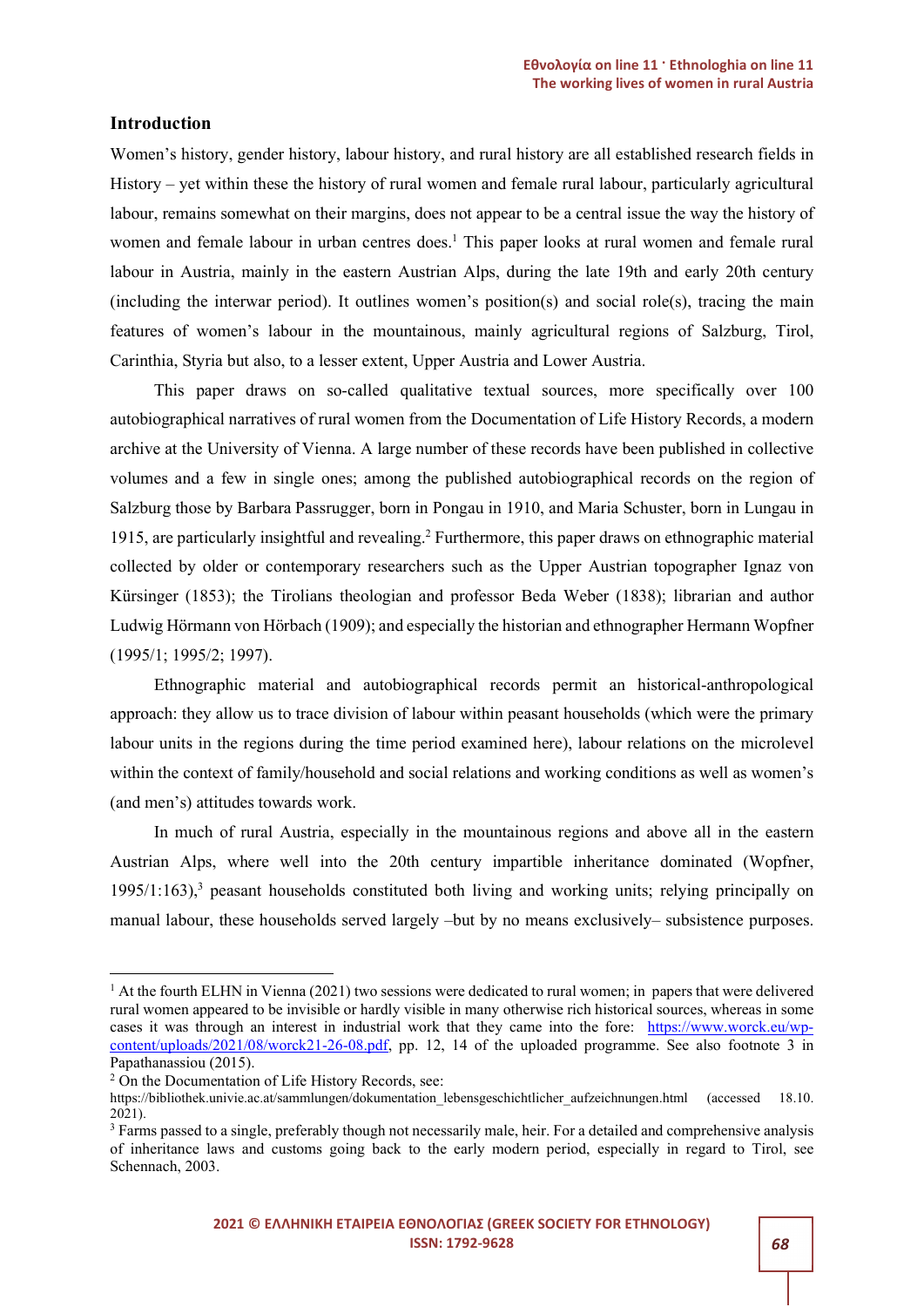## Introduction

Women's history, gender history, labour history, and rural history are all established research fields in History – yet within these the history of rural women and female rural labour, particularly agricultural labour, remains somewhat on their margins, does not appear to be a central issue the way the history of women and female labour in urban centres does.[1] This paper looks at rural women and female rural labour in Austria, mainly in the eastern Austrian Alps, during the late 19th and early 20th century (including the interwar period). It outlines women's position(s) and social role(s), tracing the main features of women's labour in the mountainous, mainly agricultural regions of Salzburg, Tirol, Carinthia, Styria but also, to a lesser extent, Upper Austria and Lower Austria.

This paper draws on so-called qualitative textual sources, more specifically over 100 autobiographical narratives of rural women from the Documentation of Life History Records, a modern archive at the University of Vienna. A large number of these records have been published in collective volumes and a few in single ones; among the published autobiographical records on the region of Salzburg those by Barbara Passrugger, born in Pongau in 1910, and Maria Schuster, born in Lungau in 1915, are particularly insightful and revealing.[2] Furthermore, this paper draws on ethnographic material collected by older or contemporary researchers such as the Upper Austrian topographer Ignaz von Kürsinger (1853); the Tirolians theologian and professor Beda Weber (1838); librarian and author Ludwig Hörmann von Hörbach (1909); and especially the historian and ethnographer Hermann Wopfner (1995/1; 1995/2; 1997).

Ethnographic material and autobiographical records permit an historical-anthropological approach: they allow us to trace division of labour within peasant households (which were the primary labour units in the regions during the time period examined here), labour relations on the microlevel within the context of family/household and social relations and working conditions as well as women's (and men's) attitudes towards work.

In much of rural Austria, especially in the mountainous regions and above all in the eastern Austrian Alps, where well into the 20th century impartible inheritance dominated (Wopfner, 1995/1:163),[3] peasant households constituted both living and working units; relying principally on manual labour, these households served largely –but by no means exclusively– subsistence purposes.

---

[1] At the fourth ELHN in Vienna (2021) two sessions were dedicated to rural women; in papers that were delivered rural women appeared to be invisible or hardly visible in many otherwise rich historical sources, whereas in some cases it was through an interest in industrial work that they came into the fore: https://www.worck.eu/wp-content/uploads/2021/08/worck21-26-08.pdf, pp. 12, 14 of the uploaded programme. See also footnote 3 in Papathanassiou (2015).

[2] On the Documentation of Life History Records, see: https://bibliothek.univie.ac.at/sammlungen/dokumentation_lebensgeschichtlicher_aufzeichnungen.html (accessed 18.10. 2021).

[3] Farms passed to a single, preferably though not necessarily male, heir. For a detailed and comprehensive analysis of inheritance laws and customs going back to the early modern period, especially in regard to Tirol, see Schennach, 2003.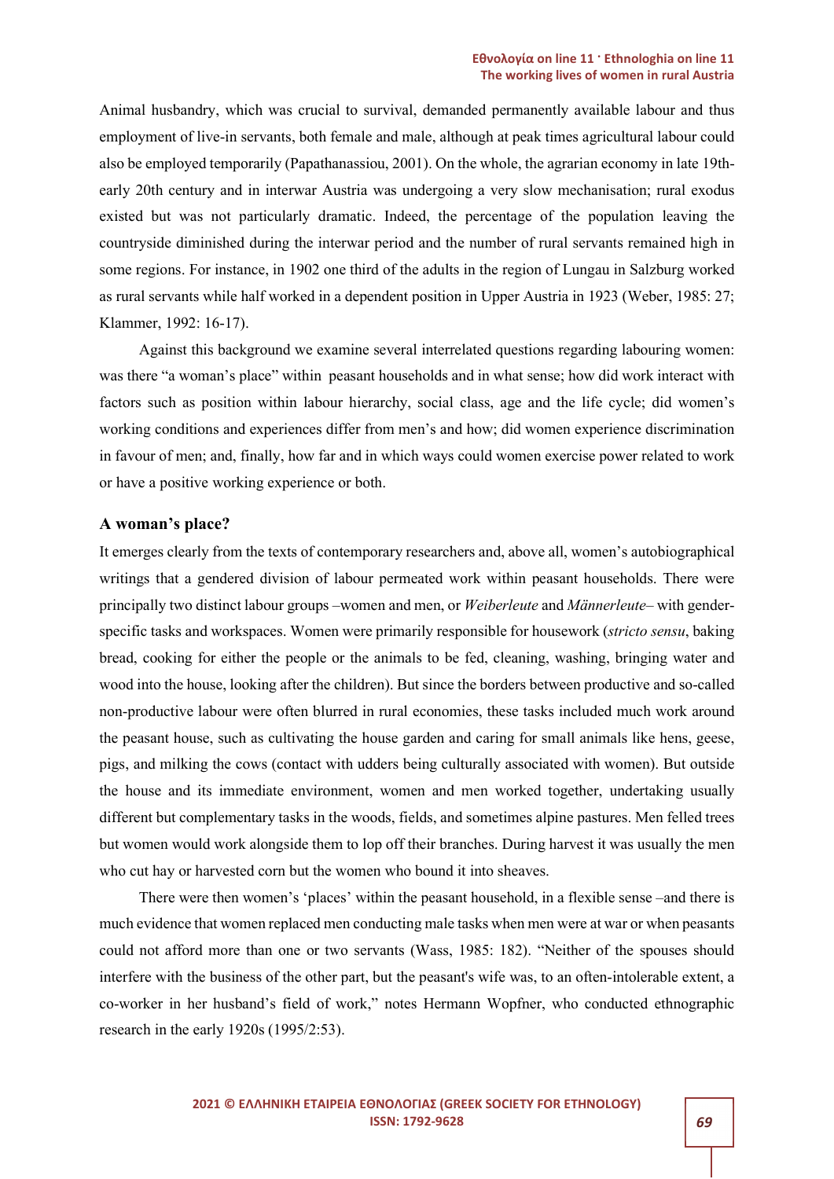Animal husbandry, which was crucial to survival, demanded permanently available labour and thus employment of live-in servants, both female and male, although at peak times agricultural labour could also be employed temporarily (Papathanassiou, 2001). On the whole, the agrarian economy in late 19th-early 20th century and in interwar Austria was undergoing a very slow mechanisation; rural exodus existed but was not particularly dramatic. Indeed, the percentage of the population leaving the countryside diminished during the interwar period and the number of rural servants remained high in some regions. For instance, in 1902 one third of the adults in the region of Lungau in Salzburg worked as rural servants while half worked in a dependent position in Upper Austria in 1923 (Weber, 1985: 27; Klammer, 1992: 16-17).

Against this background we examine several interrelated questions regarding labouring women: was there "a woman's place" within peasant households and in what sense; how did work interact with factors such as position within labour hierarchy, social class, age and the life cycle; did women's working conditions and experiences differ from men's and how; did women experience discrimination in favour of men; and, finally, how far and in which ways could women exercise power related to work or have a positive working experience or both.

## A woman's place?

It emerges clearly from the texts of contemporary researchers and, above all, women's autobiographical writings that a gendered division of labour permeated work within peasant households. There were principally two distinct labour groups –women and men, or *Weiberleute* and *Männerleute*– with gender-specific tasks and workspaces. Women were primarily responsible for housework (*stricto sensu*, baking bread, cooking for either the people or the animals to be fed, cleaning, washing, bringing water and wood into the house, looking after the children). But since the borders between productive and so-called non-productive labour were often blurred in rural economies, these tasks included much work around the peasant house, such as cultivating the house garden and caring for small animals like hens, geese, pigs, and milking the cows (contact with udders being culturally associated with women). But outside the house and its immediate environment, women and men worked together, undertaking usually different but complementary tasks in the woods, fields, and sometimes alpine pastures. Men felled trees but women would work alongside them to lop off their branches. During harvest it was usually the men who cut hay or harvested corn but the women who bound it into sheaves.

There were then women's 'places' within the peasant household, in a flexible sense –and there is much evidence that women replaced men conducting male tasks when men were at war or when peasants could not afford more than one or two servants (Wass, 1985: 182). "Neither of the spouses should interfere with the business of the other part, but the peasant's wife was, to an often-intolerable extent, a co-worker in her husband's field of work," notes Hermann Wopfner, who conducted ethnographic research in the early 1920s (1995/2:53).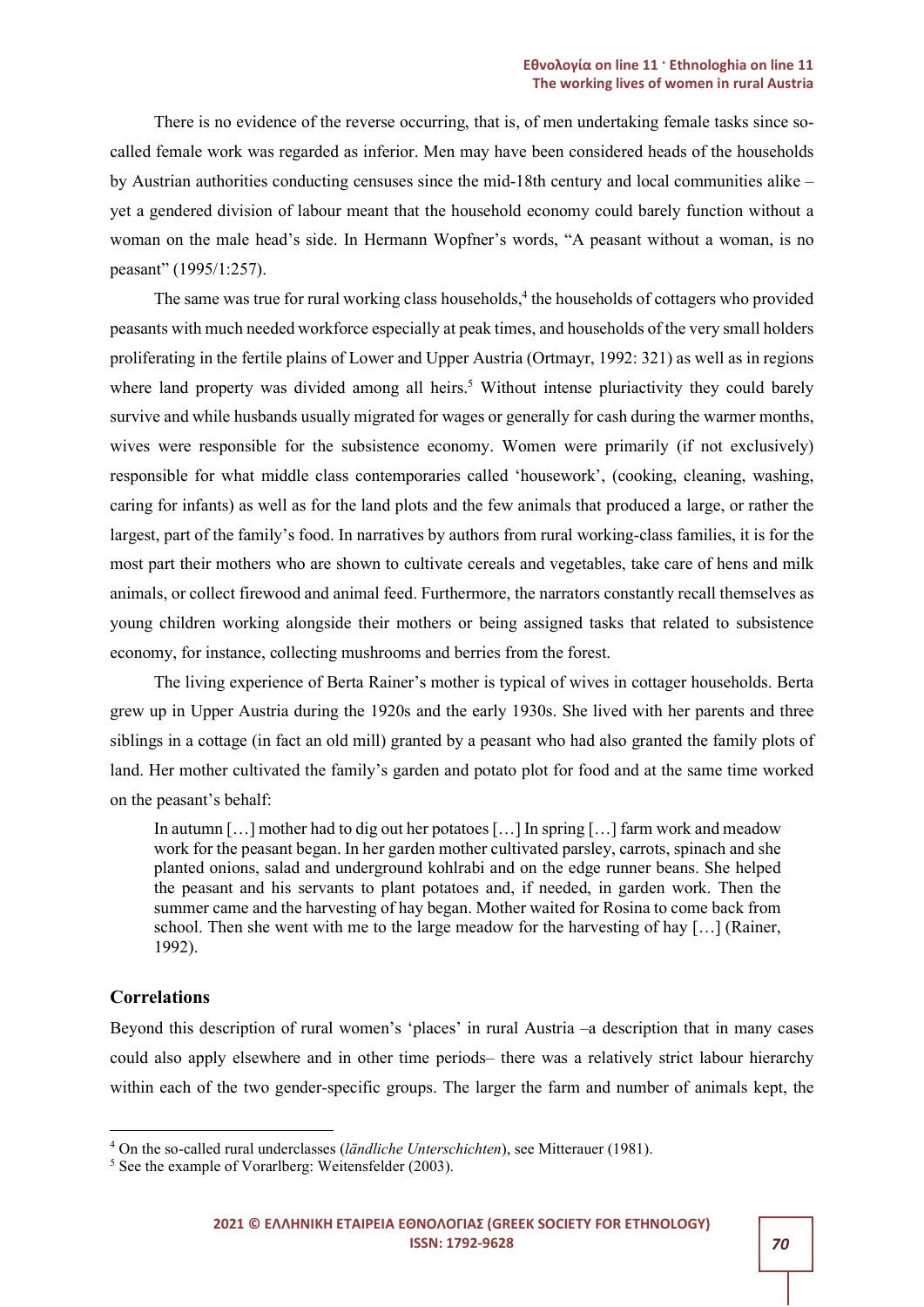There is no evidence of the reverse occurring, that is, of men undertaking female tasks since so-called female work was regarded as inferior. Men may have been considered heads of the households by Austrian authorities conducting censuses since the mid-18th century and local communities alike – yet a gendered division of labour meant that the household economy could barely function without a woman on the male head's side. In Hermann Wopfner's words, "A peasant without a woman, is no peasant" (1995/1:257).

The same was true for rural working class households,[4] the households of cottagers who provided peasants with much needed workforce especially at peak times, and households of the very small holders proliferating in the fertile plains of Lower and Upper Austria (Ortmayr, 1992: 321) as well as in regions where land property was divided among all heirs.[5] Without intense pluriactivity they could barely survive and while husbands usually migrated for wages or generally for cash during the warmer months, wives were responsible for the subsistence economy. Women were primarily (if not exclusively) responsible for what middle class contemporaries called 'housework', (cooking, cleaning, washing, caring for infants) as well as for the land plots and the few animals that produced a large, or rather the largest, part of the family's food. In narratives by authors from rural working-class families, it is for the most part their mothers who are shown to cultivate cereals and vegetables, take care of hens and milk animals, or collect firewood and animal feed. Furthermore, the narrators constantly recall themselves as young children working alongside their mothers or being assigned tasks that related to subsistence economy, for instance, collecting mushrooms and berries from the forest.

The living experience of Berta Rainer's mother is typical of wives in cottager households. Berta grew up in Upper Austria during the 1920s and the early 1930s. She lived with her parents and three siblings in a cottage (in fact an old mill) granted by a peasant who had also granted the family plots of land. Her mother cultivated the family's garden and potato plot for food and at the same time worked on the peasant's behalf:

> In autumn […] mother had to dig out her potatoes […] In spring […] farm work and meadow work for the peasant began. In her garden mother cultivated parsley, carrots, spinach and she planted onions, salad and underground kohlrabi and on the edge runner beans. She helped the peasant and his servants to plant potatoes and, if needed, in garden work. Then the summer came and the harvesting of hay began. Mother waited for Rosina to come back from school. Then she went with me to the large meadow for the harvesting of hay […] (Rainer, 1992).

## Correlations

Beyond this description of rural women's 'places' in rural Austria –a description that in many cases could also apply elsewhere and in other time periods– there was a relatively strict labour hierarchy within each of the two gender-specific groups. The larger the farm and number of animals kept, the

---

[4] On the so-called rural underclasses (*ländliche Unterschichten*), see Mitterauer (1981).

[5] See the example of Vorarlberg: Weitensfelder (2003).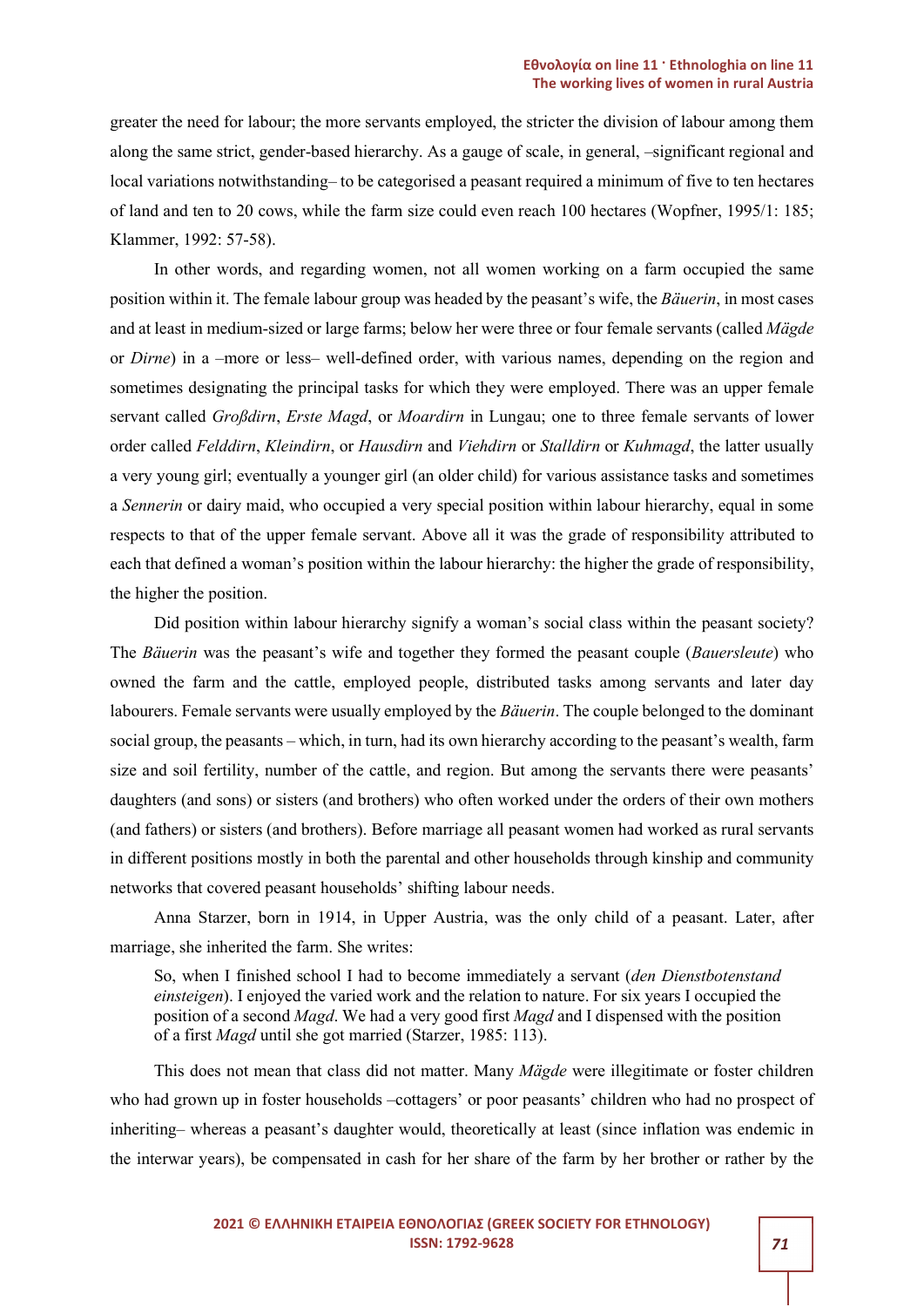greater the need for labour; the more servants employed, the stricter the division of labour among them along the same strict, gender-based hierarchy. As a gauge of scale, in general, –significant regional and local variations notwithstanding– to be categorised a peasant required a minimum of five to ten hectares of land and ten to 20 cows, while the farm size could even reach 100 hectares (Wopfner, 1995/1: 185; Klammer, 1992: 57-58).

In other words, and regarding women, not all women working on a farm occupied the same position within it. The female labour group was headed by the peasant's wife, the *Bäuerin*, in most cases and at least in medium-sized or large farms; below her were three or four female servants (called *Mägde* or *Dirne*) in a –more or less– well-defined order, with various names, depending on the region and sometimes designating the principal tasks for which they were employed. There was an upper female servant called *Großdirn*, *Erste Magd*, or *Moardirn* in Lungau; one to three female servants of lower order called *Felddirn*, *Kleindirn*, or *Hausdirn* and *Viehdirn* or *Stalldirn* or *Kuhmagd*, the latter usually a very young girl; eventually a younger girl (an older child) for various assistance tasks and sometimes a *Sennerin* or dairy maid, who occupied a very special position within labour hierarchy, equal in some respects to that of the upper female servant. Above all it was the grade of responsibility attributed to each that defined a woman's position within the labour hierarchy: the higher the grade of responsibility, the higher the position.

Did position within labour hierarchy signify a woman's social class within the peasant society? The *Bäuerin* was the peasant's wife and together they formed the peasant couple (*Bauersleute*) who owned the farm and the cattle, employed people, distributed tasks among servants and later day labourers. Female servants were usually employed by the *Bäuerin*. The couple belonged to the dominant social group, the peasants – which, in turn, had its own hierarchy according to the peasant's wealth, farm size and soil fertility, number of the cattle, and region. But among the servants there were peasants' daughters (and sons) or sisters (and brothers) who often worked under the orders of their own mothers (and fathers) or sisters (and brothers). Before marriage all peasant women had worked as rural servants in different positions mostly in both the parental and other households through kinship and community networks that covered peasant households' shifting labour needs.

Anna Starzer, born in 1914, in Upper Austria, was the only child of a peasant. Later, after marriage, she inherited the farm. She writes:

> So, when I finished school I had to become immediately a servant (*den Dienstbotenstand einsteigen*). I enjoyed the varied work and the relation to nature. For six years I occupied the position of a second *Magd*. We had a very good first *Magd* and I dispensed with the position of a first *Magd* until she got married (Starzer, 1985: 113).

This does not mean that class did not matter. Many *Mägde* were illegitimate or foster children who had grown up in foster households –cottagers' or poor peasants' children who had no prospect of inheriting– whereas a peasant's daughter would, theoretically at least (since inflation was endemic in the interwar years), be compensated in cash for her share of the farm by her brother or rather by the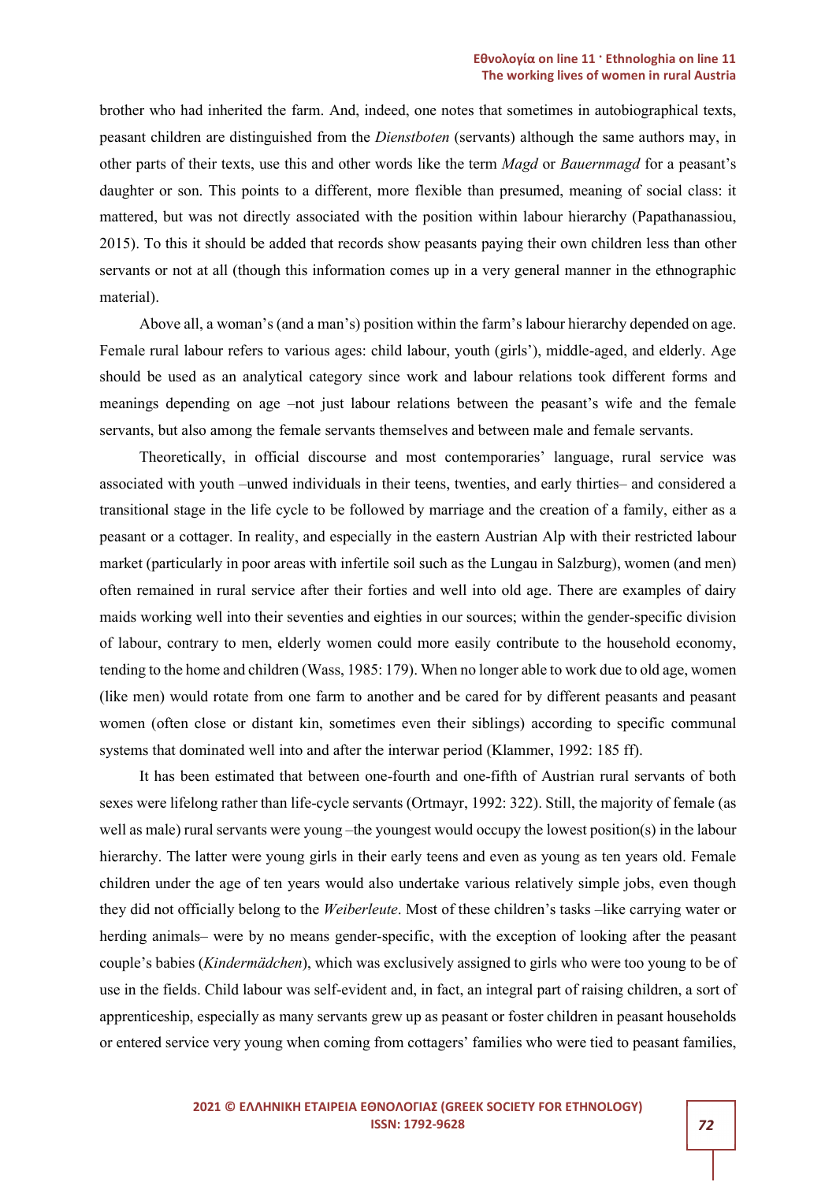brother who had inherited the farm. And, indeed, one notes that sometimes in autobiographical texts, peasant children are distinguished from the *Dienstboten* (servants) although the same authors may, in other parts of their texts, use this and other words like the term *Magd* or *Bauernmagd* for a peasant's daughter or son. This points to a different, more flexible than presumed, meaning of social class: it mattered, but was not directly associated with the position within labour hierarchy (Papathanassiou, 2015). To this it should be added that records show peasants paying their own children less than other servants or not at all (though this information comes up in a very general manner in the ethnographic material).

Above all, a woman's (and a man's) position within the farm's labour hierarchy depended on age. Female rural labour refers to various ages: child labour, youth (girls'), middle-aged, and elderly. Age should be used as an analytical category since work and labour relations took different forms and meanings depending on age –not just labour relations between the peasant's wife and the female servants, but also among the female servants themselves and between male and female servants.

Theoretically, in official discourse and most contemporaries' language, rural service was associated with youth –unwed individuals in their teens, twenties, and early thirties– and considered a transitional stage in the life cycle to be followed by marriage and the creation of a family, either as a peasant or a cottager. In reality, and especially in the eastern Austrian Alp with their restricted labour market (particularly in poor areas with infertile soil such as the Lungau in Salzburg), women (and men) often remained in rural service after their forties and well into old age. There are examples of dairy maids working well into their seventies and eighties in our sources; within the gender-specific division of labour, contrary to men, elderly women could more easily contribute to the household economy, tending to the home and children (Wass, 1985: 179). When no longer able to work due to old age, women (like men) would rotate from one farm to another and be cared for by different peasants and peasant women (often close or distant kin, sometimes even their siblings) according to specific communal systems that dominated well into and after the interwar period (Klammer, 1992: 185 ff).

It has been estimated that between one-fourth and one-fifth of Austrian rural servants of both sexes were lifelong rather than life-cycle servants (Ortmayr, 1992: 322). Still, the majority of female (as well as male) rural servants were young –the youngest would occupy the lowest position(s) in the labour hierarchy. The latter were young girls in their early teens and even as young as ten years old. Female children under the age of ten years would also undertake various relatively simple jobs, even though they did not officially belong to the *Weiberleute*. Most of these children's tasks –like carrying water or herding animals– were by no means gender-specific, with the exception of looking after the peasant couple's babies (*Kindermädchen*), which was exclusively assigned to girls who were too young to be of use in the fields. Child labour was self-evident and, in fact, an integral part of raising children, a sort of apprenticeship, especially as many servants grew up as peasant or foster children in peasant households or entered service very young when coming from cottagers' families who were tied to peasant families,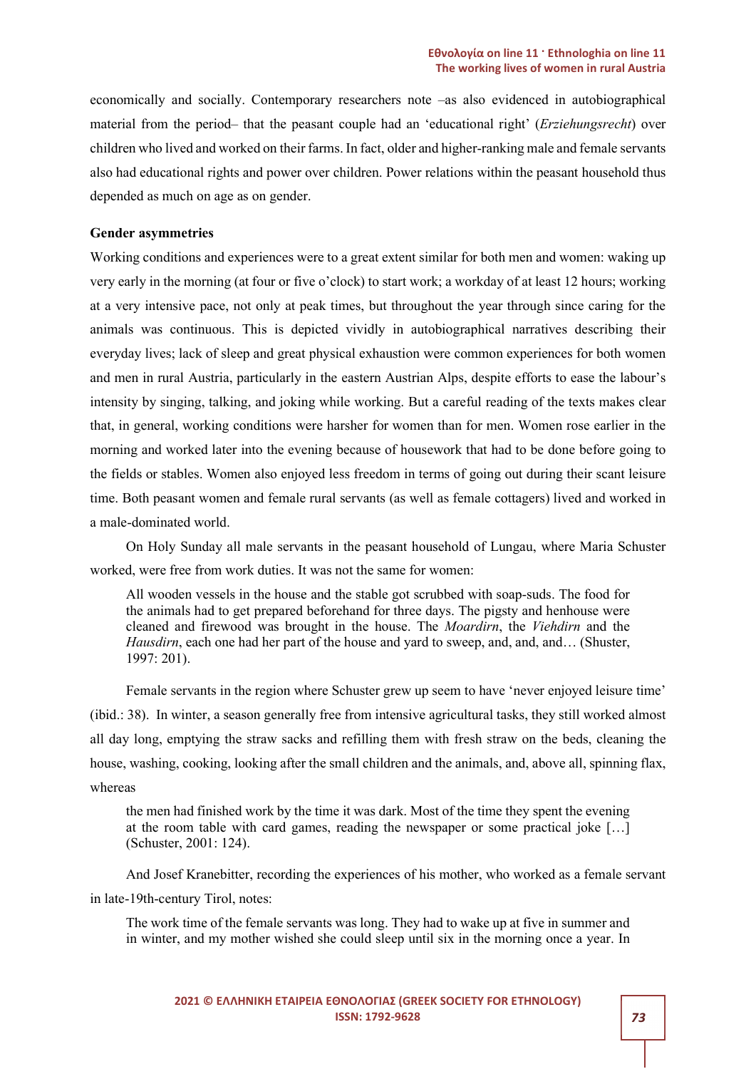economically and socially. Contemporary researchers note –as also evidenced in autobiographical material from the period– that the peasant couple had an 'educational right' (*Erziehungsrecht*) over children who lived and worked on their farms. In fact, older and higher-ranking male and female servants also had educational rights and power over children. Power relations within the peasant household thus depended as much on age as on gender.

**Gender asymmetries**

Working conditions and experiences were to a great extent similar for both men and women: waking up very early in the morning (at four or five o'clock) to start work; a workday of at least 12 hours; working at a very intensive pace, not only at peak times, but throughout the year through since caring for the animals was continuous. This is depicted vividly in autobiographical narratives describing their everyday lives; lack of sleep and great physical exhaustion were common experiences for both women and men in rural Austria, particularly in the eastern Austrian Alps, despite efforts to ease the labour's intensity by singing, talking, and joking while working. But a careful reading of the texts makes clear that, in general, working conditions were harsher for women than for men. Women rose earlier in the morning and worked later into the evening because of housework that had to be done before going to the fields or stables. Women also enjoyed less freedom in terms of going out during their scant leisure time. Both peasant women and female rural servants (as well as female cottagers) lived and worked in a male-dominated world.

On Holy Sunday all male servants in the peasant household of Lungau, where Maria Schuster worked, were free from work duties. It was not the same for women:

> All wooden vessels in the house and the stable got scrubbed with soap-suds. The food for the animals had to get prepared beforehand for three days. The pigsty and henhouse were cleaned and firewood was brought in the house. The *Moardirn*, the *Viehdirn* and the *Hausdirn*, each one had her part of the house and yard to sweep, and, and, and… (Shuster, 1997: 201).

Female servants in the region where Schuster grew up seem to have 'never enjoyed leisure time' (ibid.: 38). In winter, a season generally free from intensive agricultural tasks, they still worked almost all day long, emptying the straw sacks and refilling them with fresh straw on the beds, cleaning the house, washing, cooking, looking after the small children and the animals, and, above all, spinning flax, whereas

> the men had finished work by the time it was dark. Most of the time they spent the evening at the room table with card games, reading the newspaper or some practical joke […] (Schuster, 2001: 124).

And Josef Kranebitter, recording the experiences of his mother, who worked as a female servant in late-19th-century Tirol, notes:

> The work time of the female servants was long. They had to wake up at five in summer and in winter, and my mother wished she could sleep until six in the morning once a year. In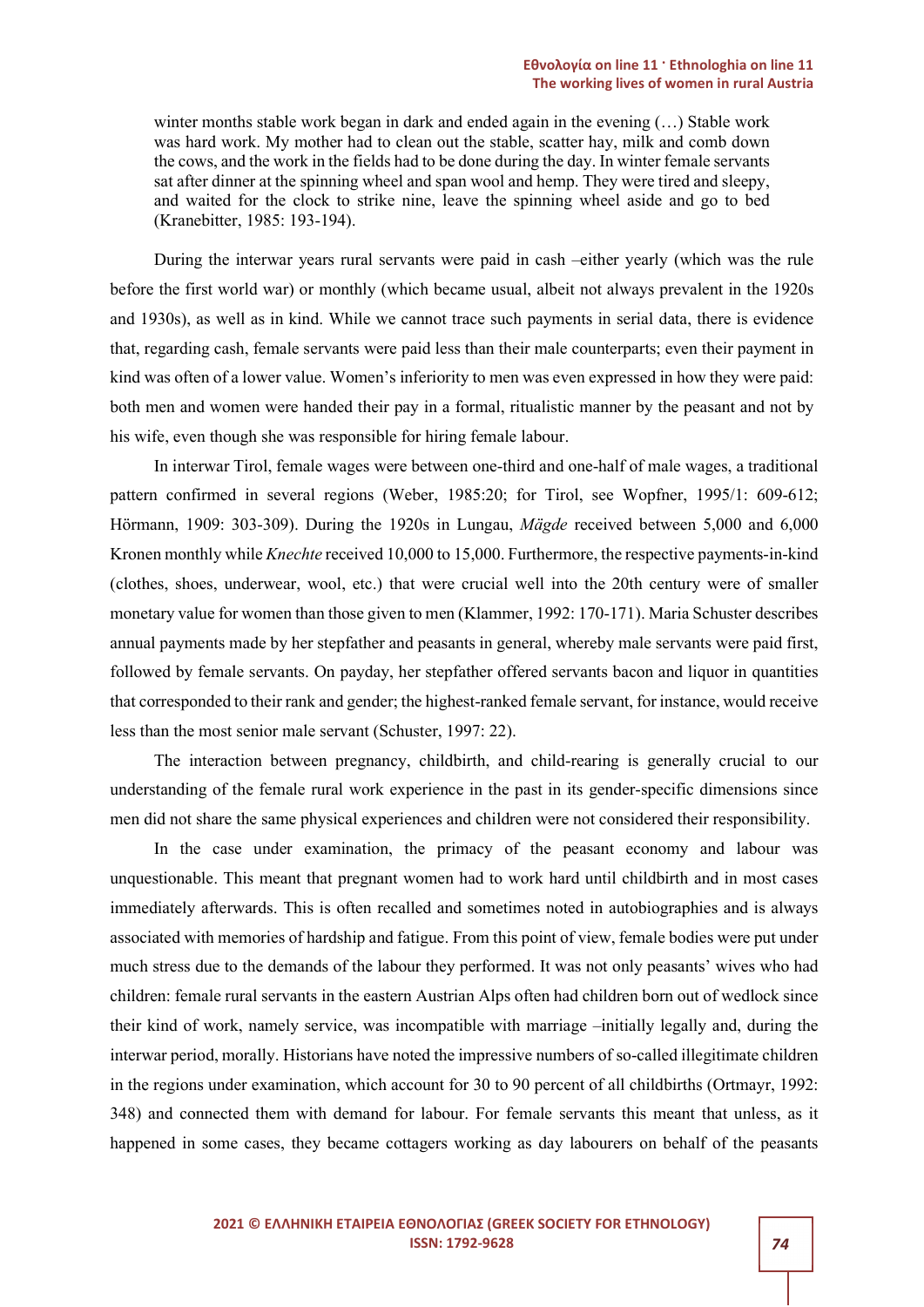> winter months stable work began in dark and ended again in the evening (…) Stable work was hard work. My mother had to clean out the stable, scatter hay, milk and comb down the cows, and the work in the fields had to be done during the day. In winter female servants sat after dinner at the spinning wheel and span wool and hemp. They were tired and sleepy, and waited for the clock to strike nine, leave the spinning wheel aside and go to bed (Kranebitter, 1985: 193-194).

During the interwar years rural servants were paid in cash –either yearly (which was the rule before the first world war) or monthly (which became usual, albeit not always prevalent in the 1920s and 1930s), as well as in kind. While we cannot trace such payments in serial data, there is evidence that, regarding cash, female servants were paid less than their male counterparts; even their payment in kind was often of a lower value. Women's inferiority to men was even expressed in how they were paid: both men and women were handed their pay in a formal, ritualistic manner by the peasant and not by his wife, even though she was responsible for hiring female labour.

In interwar Tirol, female wages were between one-third and one-half of male wages, a traditional pattern confirmed in several regions (Weber, 1985:20; for Tirol, see Wopfner, 1995/1: 609-612; Hörmann, 1909: 303-309). During the 1920s in Lungau, *Mägde* received between 5,000 and 6,000 Kronen monthly while *Knechte* received 10,000 to 15,000. Furthermore, the respective payments-in-kind (clothes, shoes, underwear, wool, etc.) that were crucial well into the 20th century were of smaller monetary value for women than those given to men (Klammer, 1992: 170-171). Maria Schuster describes annual payments made by her stepfather and peasants in general, whereby male servants were paid first, followed by female servants. On payday, her stepfather offered servants bacon and liquor in quantities that corresponded to their rank and gender; the highest-ranked female servant, for instance, would receive less than the most senior male servant (Schuster, 1997: 22).

The interaction between pregnancy, childbirth, and child-rearing is generally crucial to our understanding of the female rural work experience in the past in its gender-specific dimensions since men did not share the same physical experiences and children were not considered their responsibility.

In the case under examination, the primacy of the peasant economy and labour was unquestionable. This meant that pregnant women had to work hard until childbirth and in most cases immediately afterwards. This is often recalled and sometimes noted in autobiographies and is always associated with memories of hardship and fatigue. From this point of view, female bodies were put under much stress due to the demands of the labour they performed. It was not only peasants' wives who had children: female rural servants in the eastern Austrian Alps often had children born out of wedlock since their kind of work, namely service, was incompatible with marriage –initially legally and, during the interwar period, morally. Historians have noted the impressive numbers of so-called illegitimate children in the regions under examination, which account for 30 to 90 percent of all childbirths (Ortmayr, 1992: 348) and connected them with demand for labour. For female servants this meant that unless, as it happened in some cases, they became cottagers working as day labourers on behalf of the peasants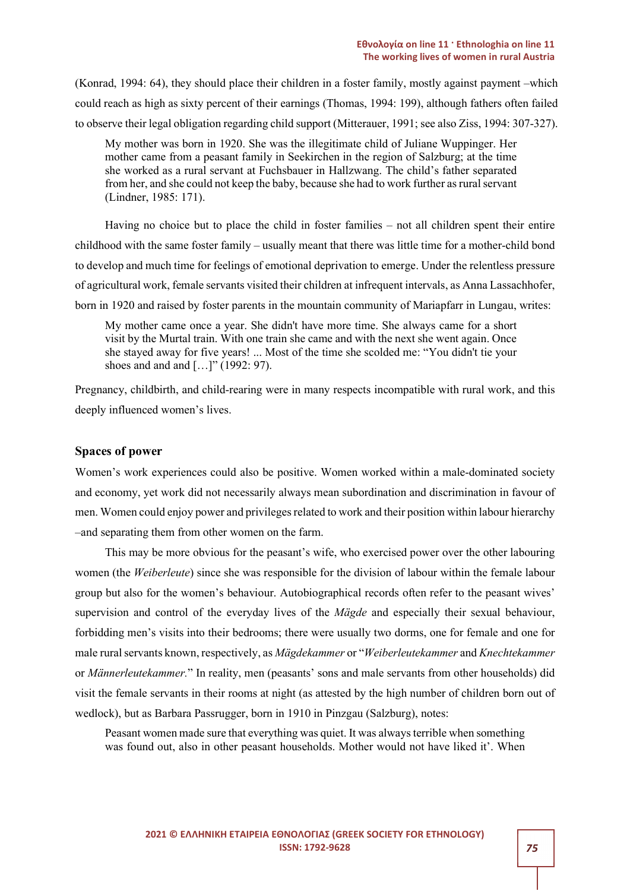(Konrad, 1994: 64), they should place their children in a foster family, mostly against payment –which could reach as high as sixty percent of their earnings (Thomas, 1994: 199), although fathers often failed to observe their legal obligation regarding child support (Mitterauer, 1991; see also Ziss, 1994: 307-327).

> My mother was born in 1920. She was the illegitimate child of Juliane Wuppinger. Her mother came from a peasant family in Seekirchen in the region of Salzburg; at the time she worked as a rural servant at Fuchsbauer in Hallzwang. The child's father separated from her, and she could not keep the baby, because she had to work further as rural servant (Lindner, 1985: 171).

Having no choice but to place the child in foster families – not all children spent their entire childhood with the same foster family – usually meant that there was little time for a mother-child bond to develop and much time for feelings of emotional deprivation to emerge. Under the relentless pressure of agricultural work, female servants visited their children at infrequent intervals, as Anna Lassachhofer, born in 1920 and raised by foster parents in the mountain community of Mariapfarr in Lungau, writes:

> My mother came once a year. She didn't have more time. She always came for a short visit by the Murtal train. With one train she came and with the next she went again. Once she stayed away for five years! ... Most of the time she scolded me: "You didn't tie your shoes and and and […]" (1992: 97).

Pregnancy, childbirth, and child-rearing were in many respects incompatible with rural work, and this deeply influenced women's lives.

## Spaces of power

Women's work experiences could also be positive. Women worked within a male-dominated society and economy, yet work did not necessarily always mean subordination and discrimination in favour of men. Women could enjoy power and privileges related to work and their position within labour hierarchy –and separating them from other women on the farm.

This may be more obvious for the peasant's wife, who exercised power over the other labouring women (the *Weiberleute*) since she was responsible for the division of labour within the female labour group but also for the women's behaviour. Autobiographical records often refer to the peasant wives' supervision and control of the everyday lives of the *Mägde* and especially their sexual behaviour, forbidding men's visits into their bedrooms; there were usually two dorms, one for female and one for male rural servants known, respectively, as *Mägdekammer* or "*Weiberleutekammer* and *Knechtekammer* or *Männerleutekammer.*" In reality, men (peasants' sons and male servants from other households) did visit the female servants in their rooms at night (as attested by the high number of children born out of wedlock), but as Barbara Passrugger, born in 1910 in Pinzgau (Salzburg), notes:

> Peasant women made sure that everything was quiet. It was always terrible when something was found out, also in other peasant households. Mother would not have liked it'. When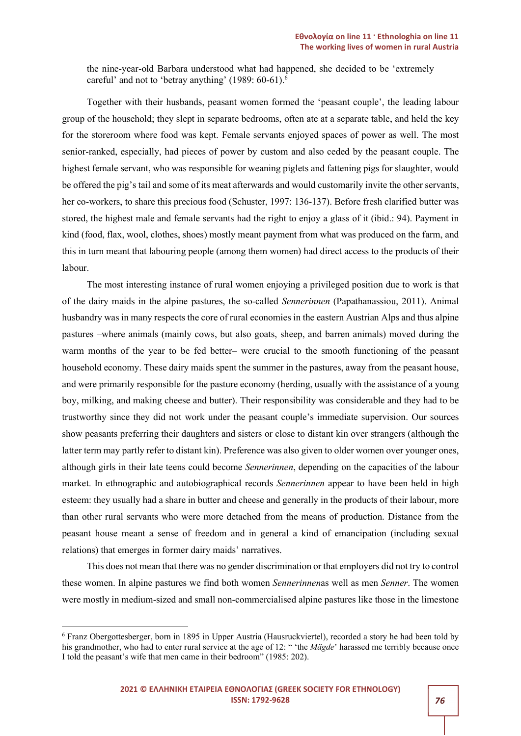the nine-year-old Barbara understood what had happened, she decided to be 'extremely careful' and not to 'betray anything' (1989: 60-61).[6]

Together with their husbands, peasant women formed the 'peasant couple', the leading labour group of the household; they slept in separate bedrooms, often ate at a separate table, and held the key for the storeroom where food was kept. Female servants enjoyed spaces of power as well. The most senior-ranked, especially, had pieces of power by custom and also ceded by the peasant couple. The highest female servant, who was responsible for weaning piglets and fattening pigs for slaughter, would be offered the pig's tail and some of its meat afterwards and would customarily invite the other servants, her co-workers, to share this precious food (Schuster, 1997: 136-137). Before fresh clarified butter was stored, the highest male and female servants had the right to enjoy a glass of it (ibid.: 94). Payment in kind (food, flax, wool, clothes, shoes) mostly meant payment from what was produced on the farm, and this in turn meant that labouring people (among them women) had direct access to the products of their labour.

The most interesting instance of rural women enjoying a privileged position due to work is that of the dairy maids in the alpine pastures, the so-called *Sennerinnen* (Papathanassiou, 2011). Animal husbandry was in many respects the core of rural economies in the eastern Austrian Alps and thus alpine pastures –where animals (mainly cows, but also goats, sheep, and barren animals) moved during the warm months of the year to be fed better– were crucial to the smooth functioning of the peasant household economy. These dairy maids spent the summer in the pastures, away from the peasant house, and were primarily responsible for the pasture economy (herding, usually with the assistance of a young boy, milking, and making cheese and butter). Their responsibility was considerable and they had to be trustworthy since they did not work under the peasant couple's immediate supervision. Our sources show peasants preferring their daughters and sisters or close to distant kin over strangers (although the latter term may partly refer to distant kin). Preference was also given to older women over younger ones, although girls in their late teens could become *Sennerinnen*, depending on the capacities of the labour market. In ethnographic and autobiographical records *Sennerinnen* appear to have been held in high esteem: they usually had a share in butter and cheese and generally in the products of their labour, more than other rural servants who were more detached from the means of production. Distance from the peasant house meant a sense of freedom and in general a kind of emancipation (including sexual relations) that emerges in former dairy maids' narratives.

This does not mean that there was no gender discrimination or that employers did not try to control these women. In alpine pastures we find both women *Sennerinnen*as well as men *Senner*. The women were mostly in medium-sized and small non-commercialised alpine pastures like those in the limestone

---

[6] Franz Obergottesberger, born in 1895 in Upper Austria (Hausruckviertel), recorded a story he had been told by his grandmother, who had to enter rural service at the age of 12: " 'the *Mägde*' harassed me terribly because once I told the peasant's wife that men came in their bedroom" (1985: 202).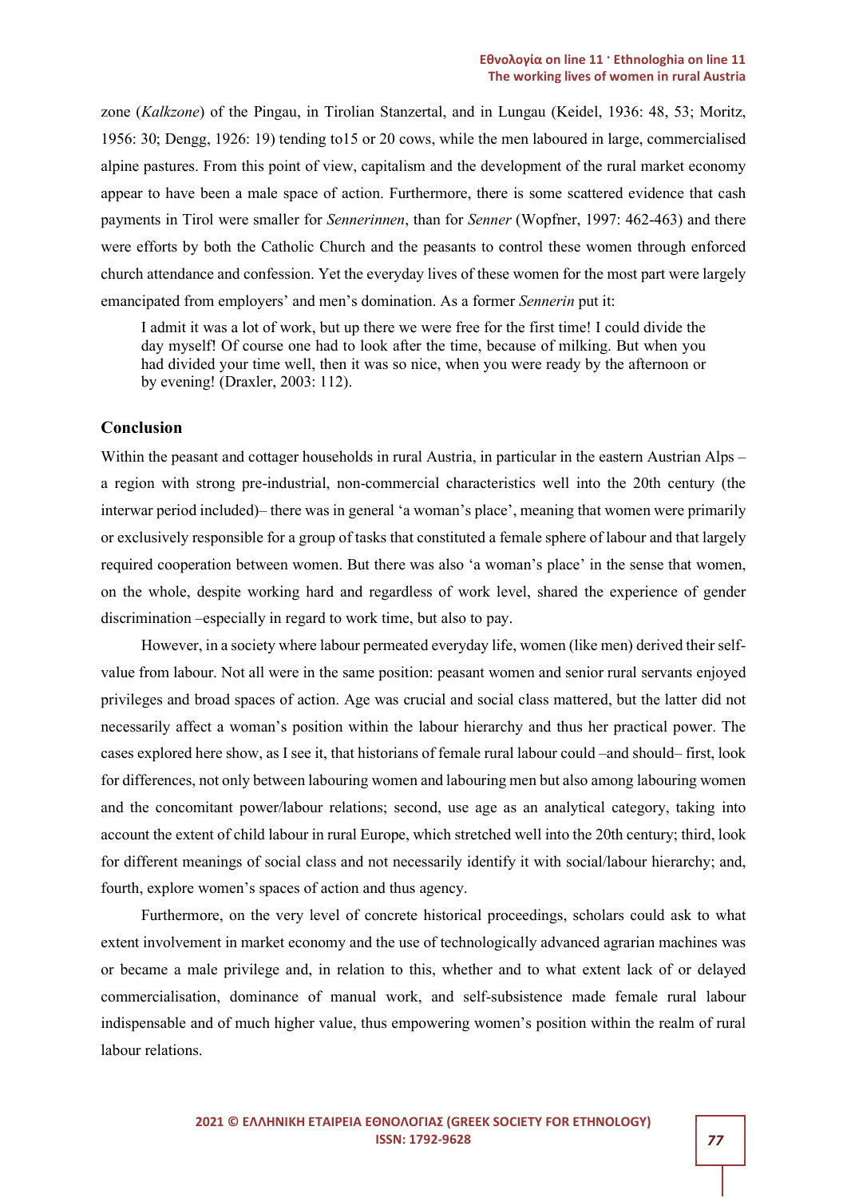zone (*Kalkzone*) of the Pingau, in Tirolian Stanzertal, and in Lungau (Keidel, 1936: 48, 53; Moritz, 1956: 30; Dengg, 1926: 19) tending to15 or 20 cows, while the men laboured in large, commercialised alpine pastures. From this point of view, capitalism and the development of the rural market economy appear to have been a male space of action. Furthermore, there is some scattered evidence that cash payments in Tirol were smaller for *Sennerinnen*, than for *Senner* (Wopfner, 1997: 462-463) and there were efforts by both the Catholic Church and the peasants to control these women through enforced church attendance and confession. Yet the everyday lives of these women for the most part were largely emancipated from employers' and men's domination. As a former *Sennerin* put it:

> I admit it was a lot of work, but up there we were free for the first time! I could divide the day myself! Of course one had to look after the time, because of milking. But when you had divided your time well, then it was so nice, when you were ready by the afternoon or by evening! (Draxler, 2003: 112).

## Conclusion

Within the peasant and cottager households in rural Austria, in particular in the eastern Austrian Alps – a region with strong pre-industrial, non-commercial characteristics well into the 20th century (the interwar period included)– there was in general 'a woman's place', meaning that women were primarily or exclusively responsible for a group of tasks that constituted a female sphere of labour and that largely required cooperation between women. But there was also 'a woman's place' in the sense that women, on the whole, despite working hard and regardless of work level, shared the experience of gender discrimination –especially in regard to work time, but also to pay.

However, in a society where labour permeated everyday life, women (like men) derived their self-value from labour. Not all were in the same position: peasant women and senior rural servants enjoyed privileges and broad spaces of action. Age was crucial and social class mattered, but the latter did not necessarily affect a woman's position within the labour hierarchy and thus her practical power. The cases explored here show, as I see it, that historians of female rural labour could –and should– first, look for differences, not only between labouring women and labouring men but also among labouring women and the concomitant power/labour relations; second, use age as an analytical category, taking into account the extent of child labour in rural Europe, which stretched well into the 20th century; third, look for different meanings of social class and not necessarily identify it with social/labour hierarchy; and, fourth, explore women's spaces of action and thus agency.

Furthermore, on the very level of concrete historical proceedings, scholars could ask to what extent involvement in market economy and the use of technologically advanced agrarian machines was or became a male privilege and, in relation to this, whether and to what extent lack of or delayed commercialisation, dominance of manual work, and self-subsistence made female rural labour indispensable and of much higher value, thus empowering women's position within the realm of rural labour relations.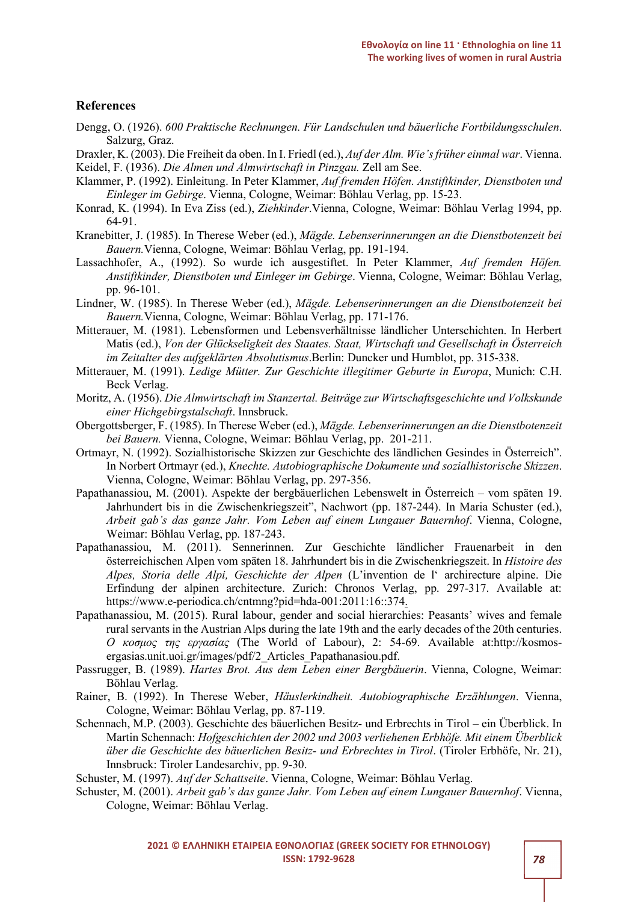## References

Dengg, O. (1926). *600 Praktische Rechnungen. Für Landschulen und bäuerliche Fortbildungsschulen*. Salzurg, Graz.

Draxler, K. (2003). Die Freiheit da oben. In I. Friedl (ed.), *Auf der Alm. Wie's früher einmal war*. Vienna.

Keidel, F. (1936). *Die Almen und Almwirtschaft in Pinzgau.* Zell am See.

Klammer, P. (1992). Einleitung. In Peter Klammer, *Auf fremden Höfen. Anstiftkinder, Dienstboten und Einleger im Gebirge*. Vienna, Cologne, Weimar: Böhlau Verlag, pp. 15-23.

Konrad, K. (1994). In Eva Ziss (ed.), *Ziehkinder*.Vienna, Cologne, Weimar: Böhlau Verlag 1994, pp. 64-91.

Kranebitter, J. (1985). In Therese Weber (ed.), *Mägde. Lebenserinnerungen an die Dienstbotenzeit bei Bauern.*Vienna, Cologne, Weimar: Böhlau Verlag, pp. 191-194.

Lassachhofer, A., (1992). So wurde ich ausgestiftet. In Peter Klammer, *Auf fremden Höfen. Anstiftkinder, Dienstboten und Einleger im Gebirge*. Vienna, Cologne, Weimar: Böhlau Verlag, pp. 96-101.

Lindner, W. (1985). In Therese Weber (ed.), *Mägde. Lebenserinnerungen an die Dienstbotenzeit bei Bauern.*Vienna, Cologne, Weimar: Böhlau Verlag, pp. 171-176.

Mitterauer, M. (1981). Lebensformen und Lebensverhältnisse ländlicher Unterschichten. In Herbert Matis (ed.), *Von der Glückseligkeit des Staates. Staat, Wirtschaft und Gesellschaft in Österreich im Zeitalter des aufgeklärten Absolutismus*.Berlin: Duncker und Humblot, pp. 315-338.

Mitterauer, M. (1991). *Ledige Mütter. Zur Geschichte illegitimer Geburte in Europa*, Munich: C.H. Beck Verlag.

Moritz, A. (1956). *Die Almwirtschaft im Stanzertal. Beiträge zur Wirtschaftsgeschichte und Volkskunde einer Hichgebirgstalschaft*. Innsbruck.

Obergottsberger, F. (1985). In Therese Weber (ed.), *Mägde. Lebenserinnerungen an die Dienstbotenzeit bei Bauern.* Vienna, Cologne, Weimar: Böhlau Verlag, pp. 201-211.

Ortmayr, N. (1992). Sozialhistorische Skizzen zur Geschichte des ländlichen Gesindes in Österreich". In Norbert Ortmayr (ed.), *Knechte. Autobiographische Dokumente und sozialhistorische Skizzen*. Vienna, Cologne, Weimar: Böhlau Verlag, pp. 297-356.

Papathanassiou, M. (2001). Aspekte der bergbäuerlichen Lebenswelt in Österreich – vom späten 19. Jahrhundert bis in die Zwischenkriegszeit", Nachwort (pp. 187-244). In Maria Schuster (ed.), *Arbeit gab's das ganze Jahr. Vom Leben auf einem Lungauer Bauernhof*. Vienna, Cologne, Weimar: Böhlau Verlag, pp. 187-243.

Papathanassiou, M. (2011). Sennerinnen. Zur Geschichte ländlicher Frauenarbeit in den österreichischen Alpen vom späten 18. Jahrhundert bis in die Zwischenkriegszeit. In *Histoire des Alpes, Storia delle Alpi, Geschichte der Alpen* (L'invention de l' architecture alpine. Die Erfindung der alpinen architecture. Zurich: Chronos Verlag, pp. 297-317. Available at: https://www.e-periodica.ch/cntmng?pid=hda-001:2011:16::374.

Papathanassiou, M. (2015). Rural labour, gender and social hierarchies: Peasants' wives and female rural servants in the Austrian Alps during the late 19th and the early decades of the 20th centuries. *Ο κοσμος της εργασίας* (The World of Labour), 2: 54-69. Available at:http://kosmos-ergasias.unit.uoi.gr/images/pdf/2_Articles_Papathanasiou.pdf.

Passrugger, B. (1989). *Hartes Brot. Aus dem Leben einer Bergbäuerin*. Vienna, Cologne, Weimar: Böhlau Verlag.

Rainer, B. (1992). In Therese Weber, *Häuslerkindheit. Autobiographische Erzählungen*. Vienna, Cologne, Weimar: Böhlau Verlag, pp. 87-119.

Schennach, M.P. (2003). Geschichte des bäuerlichen Besitz- und Erbrechts in Tirol – ein Überblick. In Martin Schennach: *Hofgeschichten der 2002 und 2003 verliehenen Erbhöfe. Mit einem Überblick über die Geschichte des bäuerlichen Besitz- und Erbrechtes in Tirol*. (Tiroler Erbhöfe, Nr. 21), Innsbruck: Tiroler Landesarchiv, pp. 9-30.

Schuster, M. (1997). *Auf der Schattseite*. Vienna, Cologne, Weimar: Böhlau Verlag.

Schuster, M. (2001). *Arbeit gab's das ganze Jahr. Vom Leben auf einem Lungauer Bauernhof*. Vienna, Cologne, Weimar: Böhlau Verlag.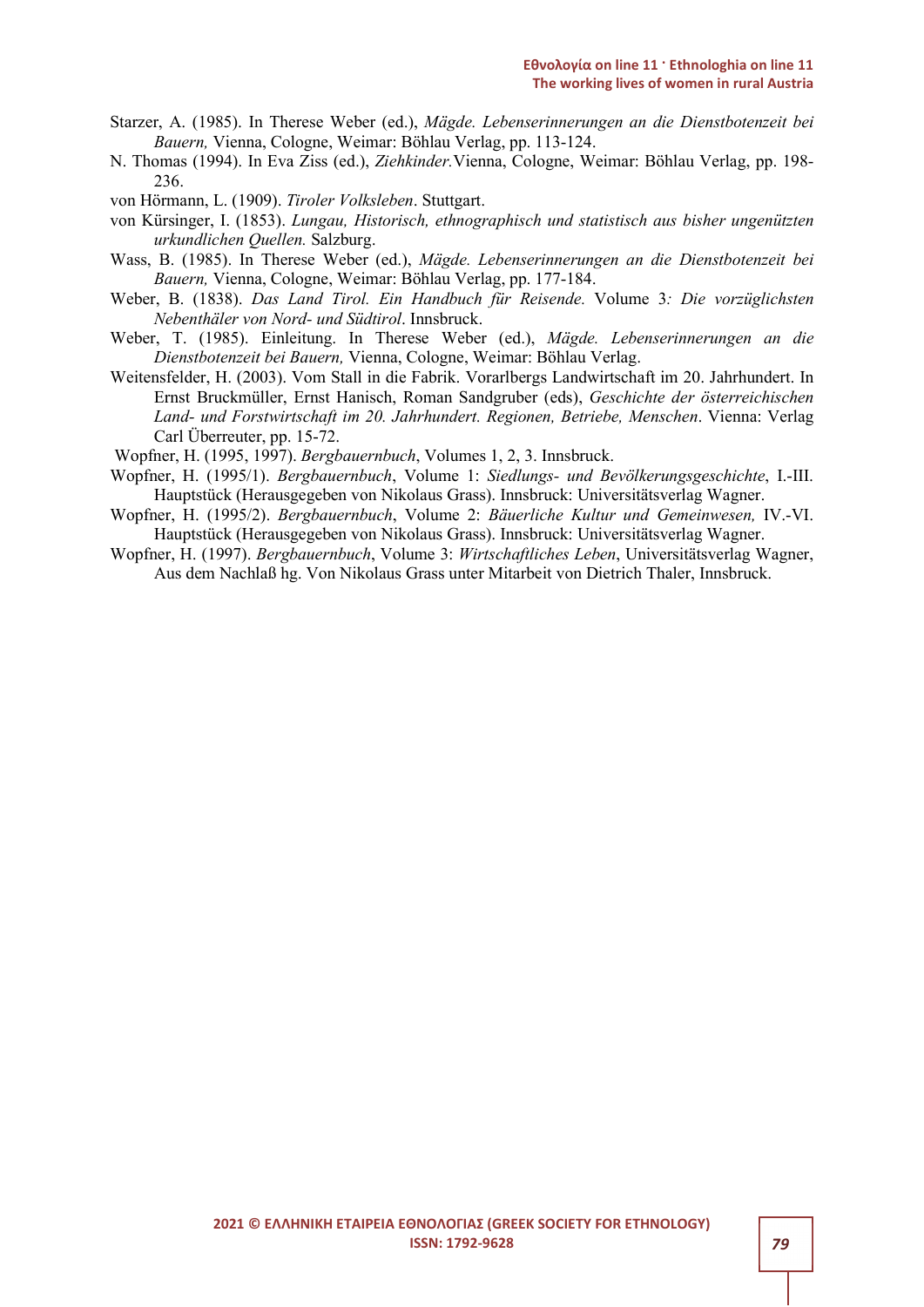Starzer, A. (1985). In Therese Weber (ed.), *Mägde. Lebenserinnerungen an die Dienstbotenzeit bei Bauern,* Vienna, Cologne, Weimar: Böhlau Verlag, pp. 113-124.

N. Thomas (1994). In Eva Ziss (ed.), *Ziehkinder.*Vienna, Cologne, Weimar: Böhlau Verlag, pp. 198-236.

von Hörmann, L. (1909). *Tiroler Volksleben*. Stuttgart.

von Kürsinger, I. (1853). *Lungau, Historisch, ethnographisch und statistisch aus bisher ungenützten urkundlichen Quellen.* Salzburg.

Wass, B. (1985). In Therese Weber (ed.), *Mägde. Lebenserinnerungen an die Dienstbotenzeit bei Bauern,* Vienna, Cologne, Weimar: Böhlau Verlag, pp. 177-184.

Weber, B. (1838). *Das Land Tirol. Ein Handbuch für Reisende.* Volume 3*: Die vorzüglichsten Nebenthäler von Nord- und Südtirol*. Innsbruck.

Weber, T. (1985). Einleitung. In Therese Weber (ed.), *Mägde. Lebenserinnerungen an die Dienstbotenzeit bei Bauern,* Vienna, Cologne, Weimar: Böhlau Verlag.

Weitensfelder, H. (2003). Vom Stall in die Fabrik. Vorarlbergs Landwirtschaft im 20. Jahrhundert. In Ernst Bruckmüller, Ernst Hanisch, Roman Sandgruber (eds), *Geschichte der österreichischen Land- und Forstwirtschaft im 20. Jahrhundert. Regionen, Betriebe, Menschen*. Vienna: Verlag Carl Überreuter, pp. 15-72.

Wopfner, H. (1995, 1997). *Bergbauernbuch*, Volumes 1, 2, 3. Innsbruck.

Wopfner, H. (1995/1). *Bergbauernbuch*, Volume 1: *Siedlungs- und Bevölkerungsgeschichte*, I.-III. Hauptstück (Herausgegeben von Nikolaus Grass). Innsbruck: Universitätsverlag Wagner.

Wopfner, H. (1995/2). *Bergbauernbuch*, Volume 2: *Bäuerliche Kultur und Gemeinwesen,* IV.-VI. Hauptstück (Herausgegeben von Nikolaus Grass). Innsbruck: Universitätsverlag Wagner.

Wopfner, H. (1997). *Bergbauernbuch*, Volume 3: *Wirtschaftliches Leben*, Universitätsverlag Wagner, Aus dem Nachlaß hg. Von Nikolaus Grass unter Mitarbeit von Dietrich Thaler, Innsbruck.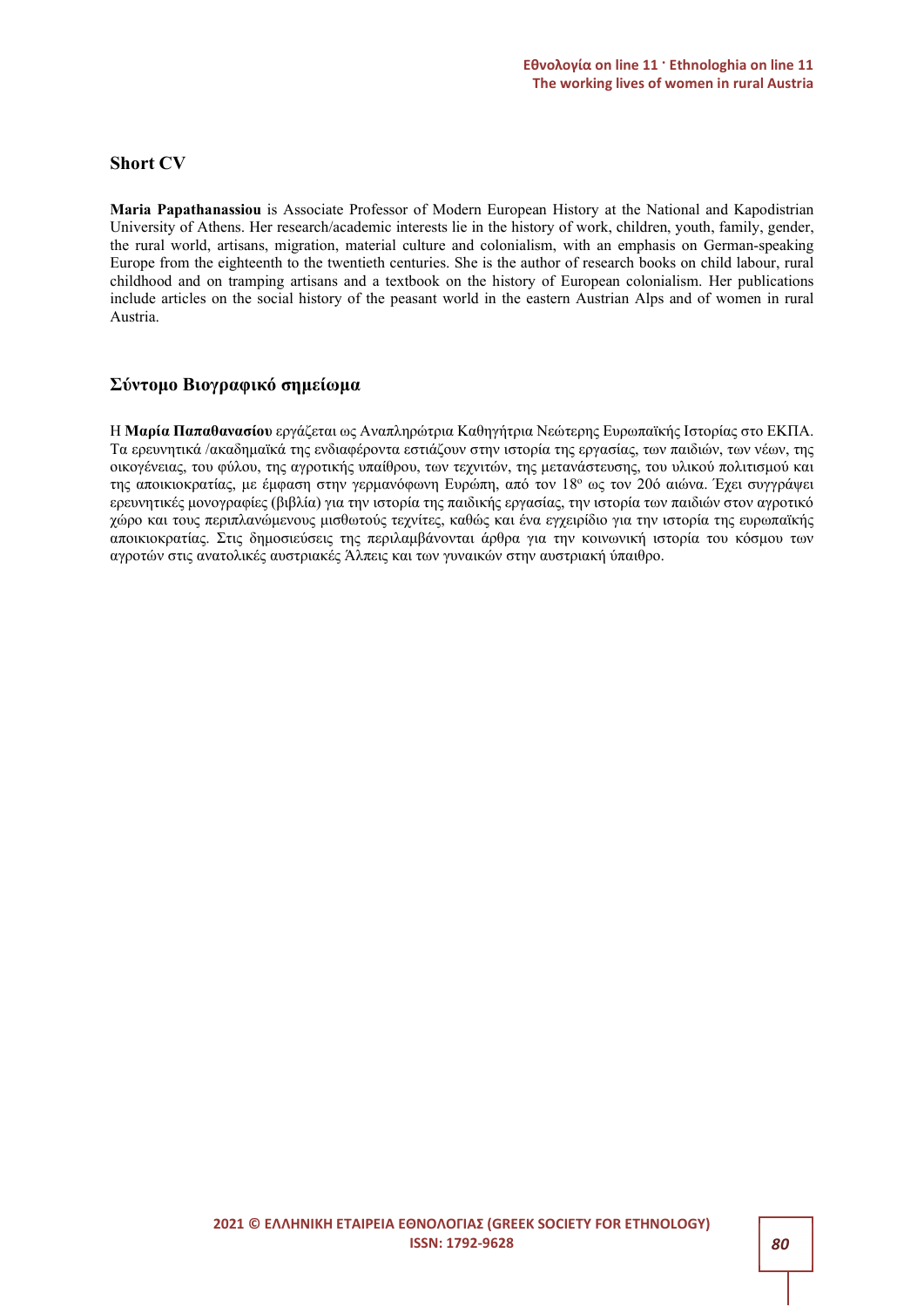## Short CV

**Maria Papathanassiou** is Associate Professor of Modern European History at the National and Kapodistrian University of Athens. Her research/academic interests lie in the history of work, children, youth, family, gender, the rural world, artisans, migration, material culture and colonialism, with an emphasis on German-speaking Europe from the eighteenth to the twentieth centuries. She is the author of research books on child labour, rural childhood and on tramping artisans and a textbook on the history of European colonialism. Her publications include articles on the social history of the peasant world in the eastern Austrian Alps and of women in rural Austria.

## Σύντομο Βιογραφικό σημείωμα

Η **Μαρία Παπαθανασίου** εργάζεται ως Αναπληρώτρια Καθηγήτρια Νεώτερης Ευρωπαϊκής Ιστορίας στο ΕΚΠΑ. Τα ερευνητικά /ακαδημαϊκά της ενδιαφέροντα εστιάζουν στην ιστορία της εργασίας, των παιδιών, των νέων, της οικογένειας, του φύλου, της αγροτικής υπαίθρου, των τεχνιτών, της μετανάστευσης, του υλικού πολιτισμού και της αποικιοκρατίας, με έμφαση στην γερμανόφωνη Ευρώπη, από τον 18ο ως τον 20ό αιώνα. Έχει συγγράψει ερευνητικές μονογραφίες (βιβλία) για την ιστορία της παιδικής εργασίας, την ιστορία των παιδιών στον αγροτικό χώρο και τους περιπλανώμενους μισθωτούς τεχνίτες, καθώς και ένα εγχειρίδιο για την ιστορία της ευρωπαϊκής αποικιοκρατίας. Στις δημοσιεύσεις της περιλαμβάνονται άρθρα για την κοινωνική ιστορία του κόσμου των αγροτών στις ανατολικές αυστριακές Άλπεις και των γυναικών στην αυστριακή ύπαιθρο.